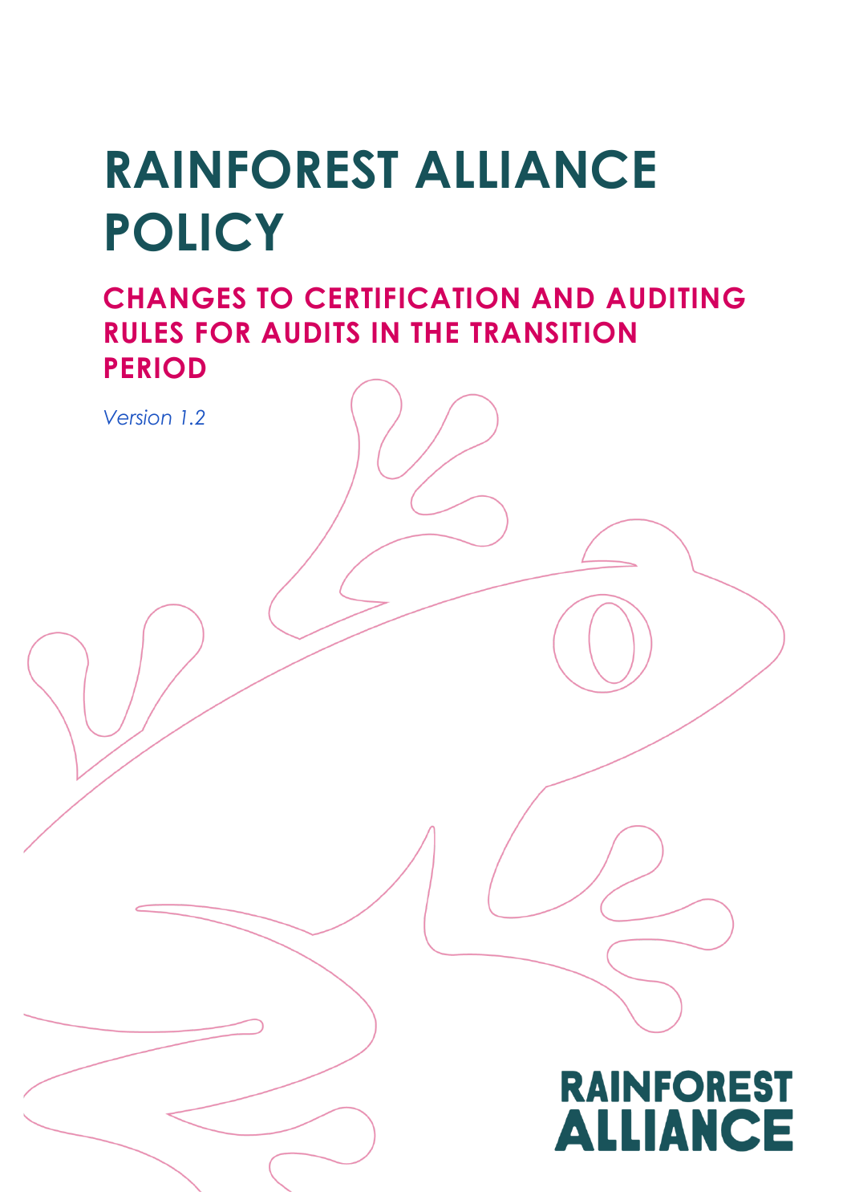# RAINFOREST ALLIANCE POLICY

## CHANGES TO CERTIFICATION AND AUDITING RULES FOR AUDITS IN THE TRANSITION PERIOD

*Version 1.2*

RAINFOREST ALLIANCE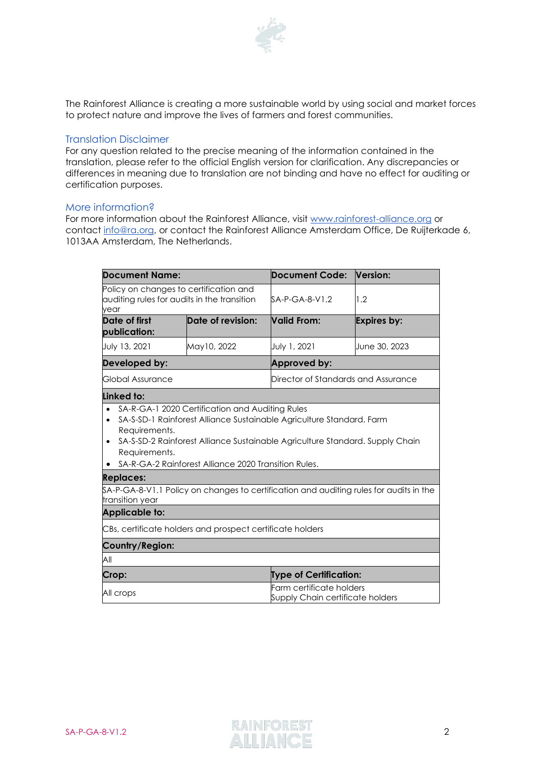The Rainforest Alliance is creating a more sustainable world by using social and market forces to protect nature and improve the lives of farmers and forest communities.

## Translation Disclaimer

For any question related to the precise meaning of the information contained in the translation, please refer to the official English version for clarification. Any discrepancies or differences in meaning due to translation are not binding and have no effect for auditing or certification purposes.

## More information?

For more information about the Rainforest Alliance, visit www.rainforest-alliance.org or contact info@ra.org, or contact the Rainforest Alliance Amsterdam Office, De Ruijterkade 6, 1013AA Amsterdam, The Netherlands.

| **Document Name:** | | **Document Code:** | **Version:** |
|---|---|---|---|
| Policy on changes to certification and auditing rules for audits in the transition year | | SA-P-GA-8-V1.2 | 1.2 |
| **Date of first publication:** | **Date of revision:** | **Valid From:** | **Expires by:** |
| July 13, 2021 | May10, 2022 | July 1, 2021 | June 30, 2023 |
| **Developed by:** | | **Approved by:** | |
| Global Assurance | | Director of Standards and Assurance | |
| **Linked to:** | | | |
| • SA-R-GA-1 2020 Certification and Auditing Rules<br>• SA-S-SD-1 Rainforest Alliance Sustainable Agriculture Standard. Farm Requirements.<br>• SA-S-SD-2 Rainforest Alliance Sustainable Agriculture Standard. Supply Chain Requirements.<br>• SA-R-GA-2 Rainforest Alliance 2020 Transition Rules. | | | |
| **Replaces:** | | | |
| SA-P-GA-8-V1.1 Policy on changes to certification and auditing rules for audits in the transition year | | | |
| **Applicable to:** | | | |
| CBs, certificate holders and prospect certificate holders | | | |
| **Country/Region:** | | | |
| All | | | |
| **Crop:** | | **Type of Certification:** | |
| All crops | | Farm certificate holders<br>Supply Chain certificate holders | |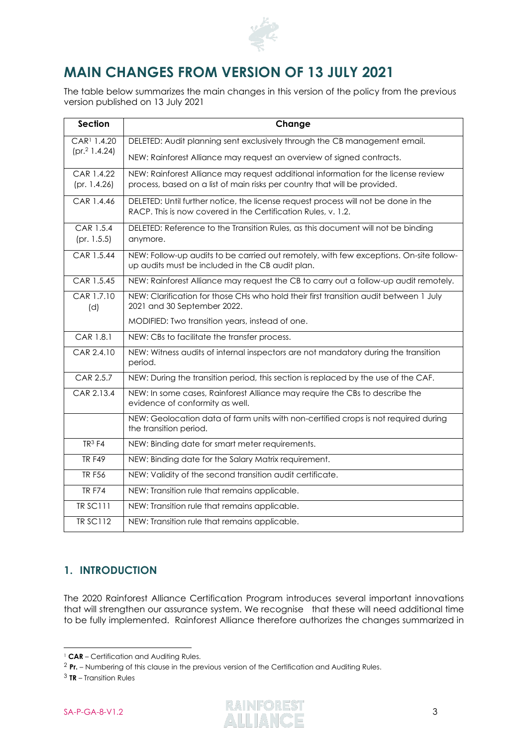# MAIN CHANGES FROM VERSION OF 13 JULY 2021

The table below summarizes the main changes in this version of the policy from the previous version published on 13 July 2021

| Section | Change |
|---|---|
| CAR[1] 1.4.20 (pr.[2] 1.4.24) | DELETED: Audit planning sent exclusively through the CB management email. |
| | NEW: Rainforest Alliance may request an overview of signed contracts. |
| CAR 1.4.22 (pr. 1.4.26) | NEW: Rainforest Alliance may request additional information for the license review process, based on a list of main risks per country that will be provided. |
| CAR 1.4.46 | DELETED: Until further notice, the license request process will not be done in the RACP. This is now covered in the Certification Rules, v. 1.2. |
| CAR 1.5.4 (pr. 1.5.5) | DELETED: Reference to the Transition Rules, as this document will not be binding anymore. |
| CAR 1.5.44 | NEW: Follow-up audits to be carried out remotely, with few exceptions. On-site follow-up audits must be included in the CB audit plan. |
| CAR 1.5.45 | NEW: Rainforest Alliance may request the CB to carry out a follow-up audit remotely. |
| CAR 1.7.10 (d) | NEW: Clarification for those CHs who hold their first transition audit between 1 July 2021 and 30 September 2022. |
| | MODIFIED: Two transition years, instead of one. |
| CAR 1.8.1 | NEW: CBs to facilitate the transfer process. |
| CAR 2.4.10 | NEW: Witness audits of internal inspectors are not mandatory during the transition period. |
| CAR 2.5.7 | NEW: During the transition period, this section is replaced by the use of the CAF. |
| CAR 2.13.4 | NEW: In some cases, Rainforest Alliance may require the CBs to describe the evidence of conformity as well. |
| | NEW: Geolocation data of farm units with non-certified crops is not required during the transition period. |
| TR[3] F4 | NEW: Binding date for smart meter requirements. |
| TR F49 | NEW: Binding date for the Salary Matrix requirement. |
| TR F56 | NEW: Validity of the second transition audit certificate. |
| TR F74 | NEW: Transition rule that remains applicable. |
| TR SC111 | NEW: Transition rule that remains applicable. |
| TR SC112 | NEW: Transition rule that remains applicable. |

## 1. INTRODUCTION

The 2020 Rainforest Alliance Certification Program introduces several important innovations that will strengthen our assurance system. We recognise that these will need additional time to be fully implemented. Rainforest Alliance therefore authorizes the changes summarized in

---

[1] **CAR** – Certification and Auditing Rules.

[2] **Pr.** – Numbering of this clause in the previous version of the Certification and Auditing Rules.

[3] **TR** – Transition Rules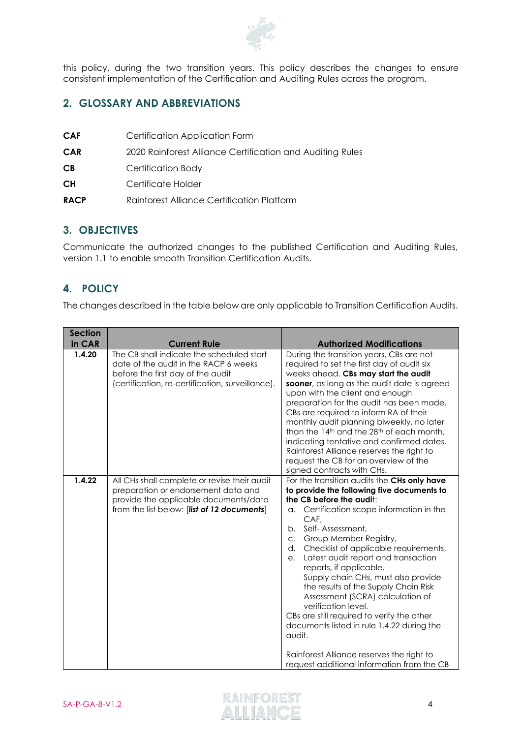this policy, during the two transition years. This policy describes the changes to ensure consistent implementation of the Certification and Auditing Rules across the program.

## 2. GLOSSARY AND ABBREVIATIONS

| | |
|---|---|
| **CAF** | Certification Application Form |
| **CAR** | 2020 Rainforest Alliance Certification and Auditing Rules |
| **CB** | Certification Body |
| **CH** | Certificate Holder |
| **RACP** | Rainforest Alliance Certification Platform |

## 3. OBJECTIVES

Communicate the authorized changes to the published Certification and Auditing Rules, version 1.1 to enable smooth Transition Certification Audits.

## 4. POLICY

The changes described in the table below are only applicable to Transition Certification Audits.

| Section in CAR | Current Rule | Authorized Modifications |
|---|---|---|
| **1.4.20** | The CB shall indicate the scheduled start date of the audit in the RACP 6 weeks before the first day of the audit (certification, re-certification, surveillance). | During the transition years, CBs are not required to set the first day of audit six weeks ahead. **CBs may start the audit sooner**, as long as the audit date is agreed upon with the client and enough preparation for the audit has been made. CBs are required to inform RA of their monthly audit planning biweekly, no later than the 14th and the 28th of each month, indicating tentative and confirmed dates. Rainforest Alliance reserves the right to request the CB for an overview of the signed contracts with CHs. |
| **1.4.22** | All CHs shall complete or revise their audit preparation or endorsement data and provide the applicable documents/data from the list below: [***list of 12 documents***] | For the transition audits the **CHs only have to provide the following five documents to the CB before the audit**:<br>a. Certification scope information in the CAF,<br>b. Self- Assessment,<br>c. Group Member Registry,<br>d. Checklist of applicable requirements,<br>e. Latest audit report and transaction reports, if applicable.<br>Supply chain CHs, must also provide the results of the Supply Chain Risk Assessment (SCRA) calculation of verification level.<br>CBs are still required to verify the other documents listed in rule 1.4.22 during the audit.<br><br>Rainforest Alliance reserves the right to request additional information from the CB |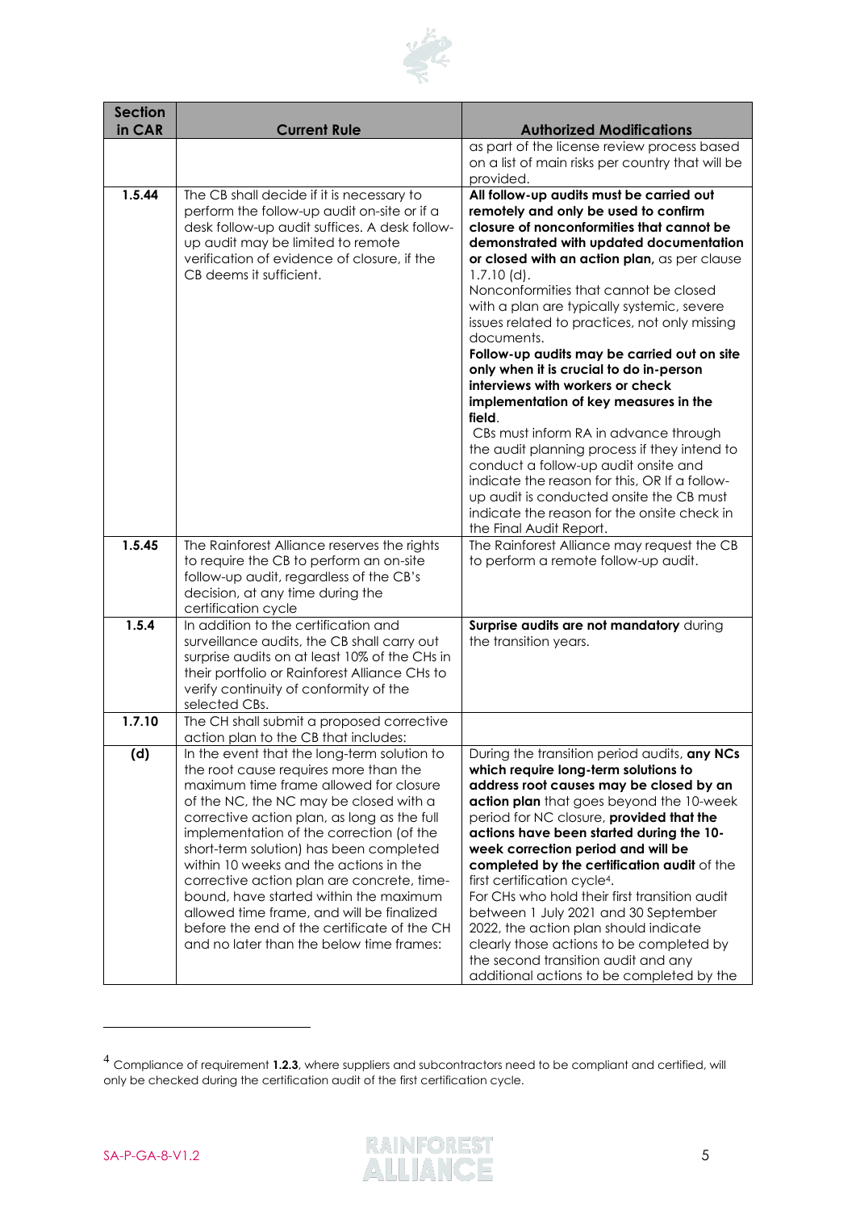| Section in CAR | Current Rule | Authorized Modifications |
|---|---|---|
| | | as part of the license review process based on a list of main risks per country that will be provided. |
| **1.5.44** | The CB shall decide if it is necessary to perform the follow-up audit on-site or if a desk follow-up audit suffices. A desk follow-up audit may be limited to remote verification of evidence of closure, if the CB deems it sufficient. | **All follow-up audits must be carried out remotely and only be used to confirm closure of nonconformities that cannot be demonstrated with updated documentation or closed with an action plan,** as per clause 1.7.10 (d).<br>Nonconformities that cannot be closed with a plan are typically systemic, severe issues related to practices, not only missing documents.<br>**Follow-up audits may be carried out on site only when it is crucial to do in-person interviews with workers or check implementation of key measures in the field**.<br>CBs must inform RA in advance through the audit planning process if they intend to conduct a follow-up audit onsite and indicate the reason for this, OR If a follow-up audit is conducted onsite the CB must indicate the reason for the onsite check in the Final Audit Report. |
| **1.5.45** | The Rainforest Alliance reserves the rights to require the CB to perform an on-site follow-up audit, regardless of the CB's decision, at any time during the certification cycle | The Rainforest Alliance may request the CB to perform a remote follow-up audit. |
| **1.5.4** | In addition to the certification and surveillance audits, the CB shall carry out surprise audits on at least 10% of the CHs in their portfolio or Rainforest Alliance CHs to verify continuity of conformity of the selected CBs. | **Surprise audits are not mandatory** during the transition years. |
| **1.7.10** | The CH shall submit a proposed corrective action plan to the CB that includes: | |
| **(d)** | In the event that the long-term solution to the root cause requires more than the maximum time frame allowed for closure of the NC, the NC may be closed with a corrective action plan, as long as the full implementation of the correction (of the short-term solution) has been completed within 10 weeks and the actions in the corrective action plan are concrete, time-bound, have started within the maximum allowed time frame, and will be finalized before the end of the certificate of the CH and no later than the below time frames: | During the transition period audits, **any NCs which require long-term solutions to address root causes may be closed by an action plan** that goes beyond the 10-week period for NC closure, **provided that the actions have been started during the 10-week correction period and will be completed by the certification audit** of the first certification cycle[4].<br>For CHs who hold their first transition audit between 1 July 2021 and 30 September 2022, the action plan should indicate clearly those actions to be completed by the second transition audit and any additional actions to be completed by the |

[4] Compliance of requirement **1.2.3**, where suppliers and subcontractors need to be compliant and certified, will only be checked during the certification audit of the first certification cycle.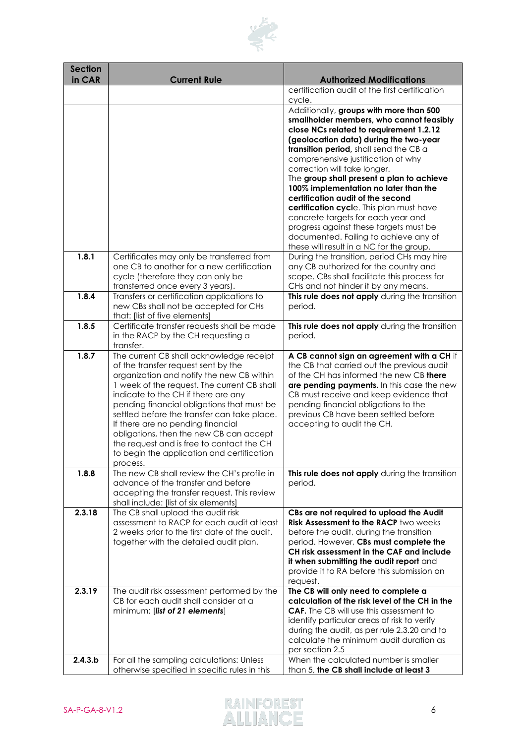| Section in CAR | Current Rule | Authorized Modifications |
|---|---|---|
| | | certification audit of the first certification cycle. |
| | | Additionally, **groups with more than 500 smallholder members, who cannot feasibly close NCs related to requirement 1.2.12 (geolocation data) during the two-year transition period,** shall send the CB a comprehensive justification of why correction will take longer. The **group shall present a plan to achieve 100% implementation no later than the certification audit of the second certification cycl**e. This plan must have concrete targets for each year and progress against these targets must be documented. Failing to achieve any of these will result in a NC for the group. |
| **1.8.1** | Certificates may only be transferred from one CB to another for a new certification cycle (therefore they can only be transferred once every 3 years). | During the transition, period CHs may hire any CB authorized for the country and scope. CBs shall facilitate this process for CHs and not hinder it by any means. |
| **1.8.4** | Transfers or certification applications to new CBs shall not be accepted for CHs that: [list of five elements] | **This rule does not apply** during the transition period. |
| **1.8.5** | Certificate transfer requests shall be made in the RACP by the CH requesting a transfer. | **This rule does not apply** during the transition period. |
| **1.8.7** | The current CB shall acknowledge receipt of the transfer request sent by the organization and notify the new CB within 1 week of the request. The current CB shall indicate to the CH if there are any pending financial obligations that must be settled before the transfer can take place. If there are no pending financial obligations, then the new CB can accept the request and is free to contact the CH to begin the application and certification process. | **A CB cannot sign an agreement with a CH** if the CB that carried out the previous audit of the CH has informed the new CB **there are pending payments.** In this case the new CB must receive and keep evidence that pending financial obligations to the previous CB have been settled before accepting to audit the CH. |
| **1.8.8** | The new CB shall review the CH's profile in advance of the transfer and before accepting the transfer request. This review shall include: [list of six elements] | **This rule does not apply** during the transition period. |
| **2.3.18** | The CB shall upload the audit risk assessment to RACP for each audit at least 2 weeks prior to the first date of the audit, together with the detailed audit plan. | **CBs are not required to upload the Audit Risk Assessment to the RACP** two weeks before the audit, during the transition period. However, **CBs must complete the CH risk assessment in the CAF and include it when submitting the audit report** and provide it to RA before this submission on request. |
| **2.3.19** | The audit risk assessment performed by the CB for each audit shall consider at a minimum: [***list of 21 elements***] | **The CB will only need to complete a calculation of the risk level of the CH in the CAF.** The CB will use this assessment to identify particular areas of risk to verify during the audit, as per rule 2.3.20 and to calculate the minimum audit duration as per section 2.5 |
| **2.4.3.b** | For all the sampling calculations: Unless otherwise specified in specific rules in this | When the calculated number is smaller than 5, **the CB shall include at least 3** |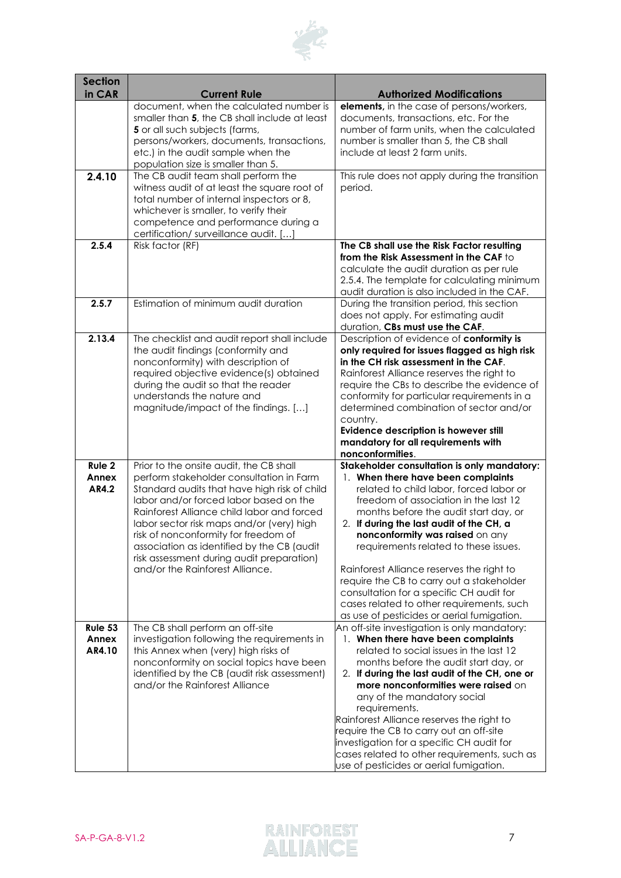| Section in CAR | Current Rule | Authorized Modifications |
|---|---|---|
| | document, when the calculated number is smaller than **5**, the CB shall include at least **5** or all such subjects (farms, persons/workers, documents, transactions, etc.) in the audit sample when the population size is smaller than 5. | **elements,** in the case of persons/workers, documents, transactions, etc. For the number of farm units, when the calculated number is smaller than 5, the CB shall include at least 2 farm units. |
| **2.4.10** | The CB audit team shall perform the witness audit of at least the square root of total number of internal inspectors or 8, whichever is smaller, to verify their competence and performance during a certification/ surveillance audit. […] | This rule does not apply during the transition period. |
| **2.5.4** | Risk factor (RF) | **The CB shall use the Risk Factor resulting from the Risk Assessment in the CAF** to calculate the audit duration as per rule 2.5.4. The template for calculating minimum audit duration is also included in the CAF. |
| **2.5.7** | Estimation of minimum audit duration | During the transition period, this section does not apply. For estimating audit duration, **CBs must use the CAF**. |
| **2.13.4** | The checklist and audit report shall include the audit findings (conformity and nonconformity) with description of required objective evidence(s) obtained during the audit so that the reader understands the nature and magnitude/impact of the findings. […] | Description of evidence of **conformity is only required for issues flagged as high risk in the CH risk assessment in the CAF**. Rainforest Alliance reserves the right to require the CBs to describe the evidence of conformity for particular requirements in a determined combination of sector and/or country. **Evidence description is however still mandatory for all requirements with nonconformities**. |
| **Rule 2 Annex AR4.2** | Prior to the onsite audit, the CB shall perform stakeholder consultation in Farm Standard audits that have high risk of child labor and/or forced labor based on the Rainforest Alliance child labor and forced labor sector risk maps and/or (very) high risk of nonconformity for freedom of association as identified by the CB (audit risk assessment during audit preparation) and/or the Rainforest Alliance. | **Stakeholder consultation is only mandatory:** 1. **When there have been complaints** related to child labor, forced labor or freedom of association in the last 12 months before the audit start day, or 2. **If during the last audit of the CH, a nonconformity was raised** on any requirements related to these issues. Rainforest Alliance reserves the right to require the CB to carry out a stakeholder consultation for a specific CH audit for cases related to other requirements, such as use of pesticides or aerial fumigation. |
| **Rule 53 Annex AR4.10** | The CB shall perform an off-site investigation following the requirements in this Annex when (very) high risks of nonconformity on social topics have been identified by the CB (audit risk assessment) and/or the Rainforest Alliance | An off-site investigation is only mandatory: 1. **When there have been complaints** related to social issues in the last 12 months before the audit start day, or 2. **If during the last audit of the CH, one or more nonconformities were raised** on any of the mandatory social requirements. Rainforest Alliance reserves the right to require the CB to carry out an off-site investigation for a specific CH audit for cases related to other requirements, such as use of pesticides or aerial fumigation. |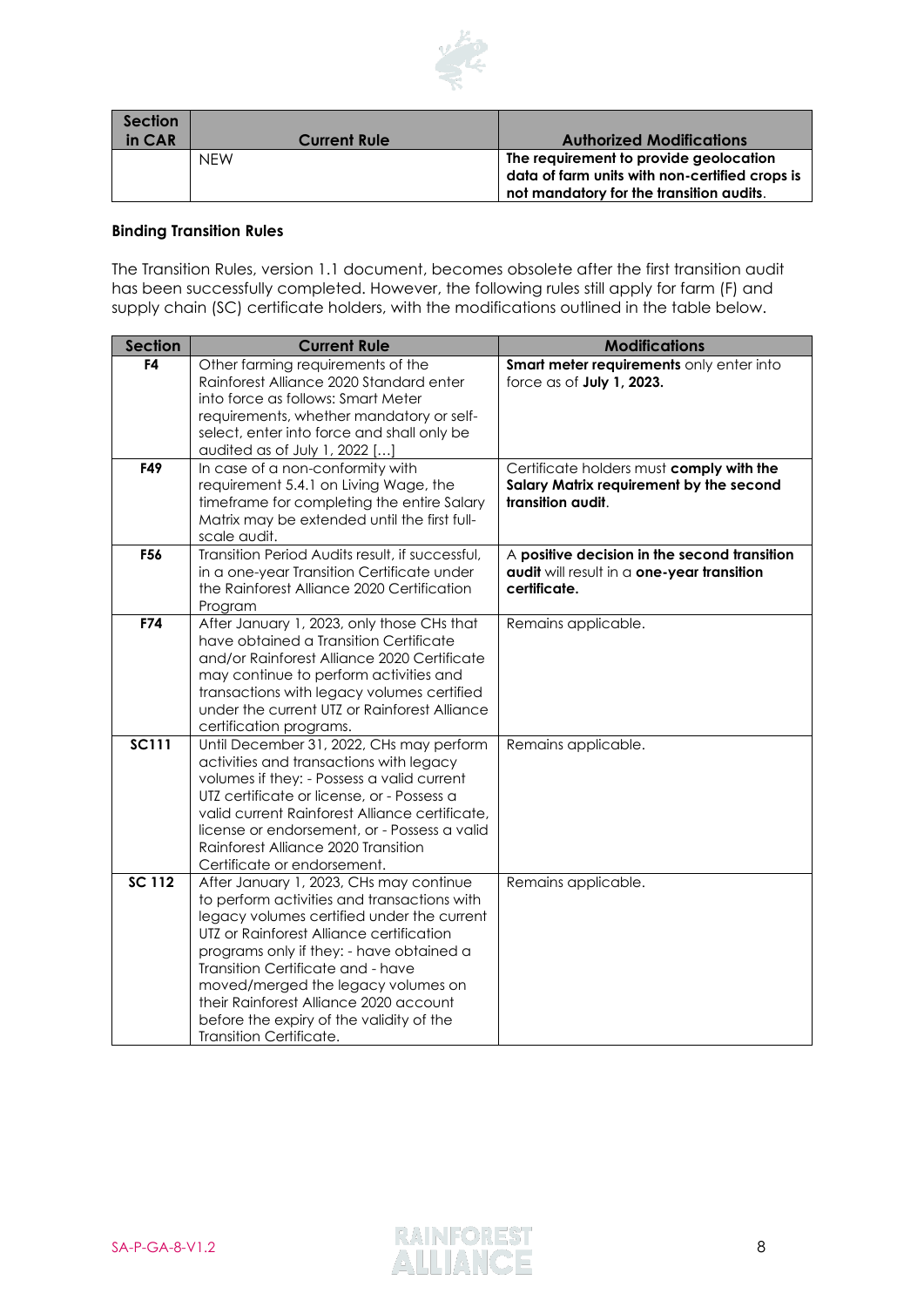| Section in CAR | Current Rule | Authorized Modifications |
|---|---|---|
| | NEW | **The requirement to provide geolocation data of farm units with non-certified crops is not mandatory for the transition audits**. |

**Binding Transition Rules**

The Transition Rules, version 1.1 document, becomes obsolete after the first transition audit has been successfully completed. However, the following rules still apply for farm (F) and supply chain (SC) certificate holders, with the modifications outlined in the table below.

| Section | Current Rule | Modifications |
|---|---|---|
| **F4** | Other farming requirements of the Rainforest Alliance 2020 Standard enter into force as follows: Smart Meter requirements, whether mandatory or self-select, enter into force and shall only be audited as of July 1, 2022 […] | **Smart meter requirements** only enter into force as of **July 1, 2023.** |
| **F49** | In case of a non-conformity with requirement 5.4.1 on Living Wage, the timeframe for completing the entire Salary Matrix may be extended until the first full-scale audit. | Certificate holders must **comply with the Salary Matrix requirement by the second transition audit**. |
| **F56** | Transition Period Audits result, if successful, in a one-year Transition Certificate under the Rainforest Alliance 2020 Certification Program | A **positive decision in the second transition audit** will result in a **one-year transition certificate.** |
| **F74** | After January 1, 2023, only those CHs that have obtained a Transition Certificate and/or Rainforest Alliance 2020 Certificate may continue to perform activities and transactions with legacy volumes certified under the current UTZ or Rainforest Alliance certification programs. | Remains applicable. |
| **SC111** | Until December 31, 2022, CHs may perform activities and transactions with legacy volumes if they: - Possess a valid current UTZ certificate or license, or - Possess a valid current Rainforest Alliance certificate, license or endorsement, or - Possess a valid Rainforest Alliance 2020 Transition Certificate or endorsement. | Remains applicable. |
| **SC 112** | After January 1, 2023, CHs may continue to perform activities and transactions with legacy volumes certified under the current UTZ or Rainforest Alliance certification programs only if they: - have obtained a Transition Certificate and - have moved/merged the legacy volumes on their Rainforest Alliance 2020 account before the expiry of the validity of the Transition Certificate. | Remains applicable. |